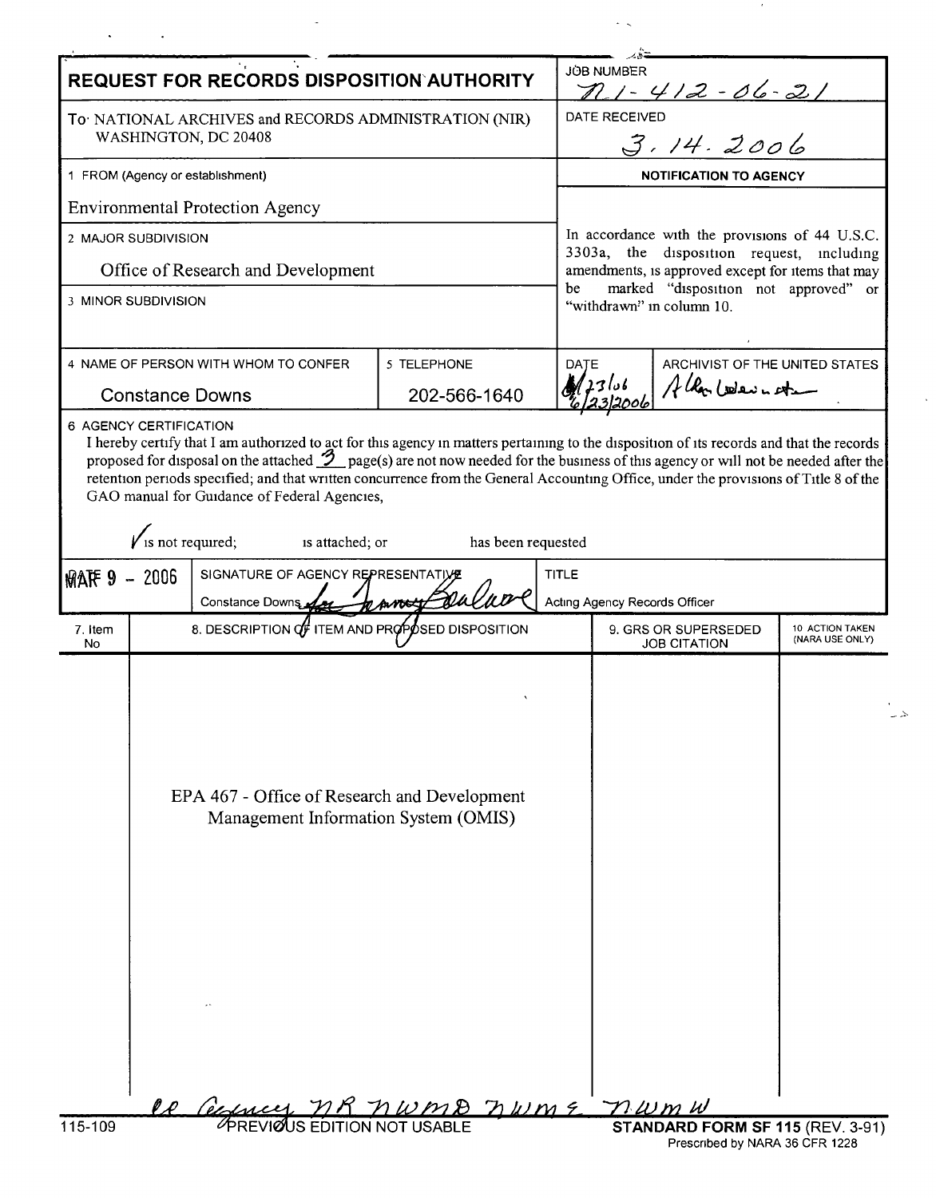# REQUEST FOR RECORDS DISPOSITION AUTHORITY

**JOB NUMBER:** N1-412-06-21

**To:** NATIONAL ARCHIVES and RECORDS ADMINISTRATION (NIR)
WASHINGTON, DC 20408

**DATE RECEIVED:** 3.14.2006

**1 FROM (Agency or establishment)**
Environmental Protection Agency

**2 MAJOR SUBDIVISION**
Office of Research and Development

**3 MINOR SUBDIVISION**

**NOTIFICATION TO AGENCY**

In accordance with the provisions of 44 U.S.C. 3303a, the disposition request, including amendments, is approved except for items that may be marked "disposition not approved" or "withdrawn" in column 10.

| 4 NAME OF PERSON WITH WHOM TO CONFER | 5 TELEPHONE | DATE | ARCHIVIST OF THE UNITED STATES |
|---|---|---|---|
| Constance Downs | 202-566-1640 | 6/23/06 6/23/2006 | Allen Weinstein |

**6 AGENCY CERTIFICATION**

I hereby certify that I am authorized to act for this agency in matters pertaining to the disposition of its records and that the records proposed for disposal on the attached 3 page(s) are not now needed for the business of this agency or will not be needed after the retention periods specified; and that written concurrence from the General Accounting Office, under the provisions of Title 8 of the GAO manual for Guidance of Federal Agencies,

✓ is not required; is attached; or has been requested

| DATE | SIGNATURE OF AGENCY REPRESENTATIVE | TITLE |
|---|---|---|
| MAR 9 - 2006 | Constance Downs for Tammy Boulware | Acting Agency Records Officer |

| 7. Item No | 8. DESCRIPTION OF ITEM AND PROPOSED DISPOSITION | 9. GRS OR SUPERSEDED JOB CITATION | 10 ACTION TAKEN (NARA USE ONLY) |
|---|---|---|---|
| | EPA 467 - Office of Research and Development Management Information System (OMIS) | | |

cc Agency NR NWMD NWME NWMW

115-109 PREVIOUS EDITION NOT USABLE

**STANDARD FORM SF 115** (REV. 3-91)
Prescribed by NARA 36 CFR 1228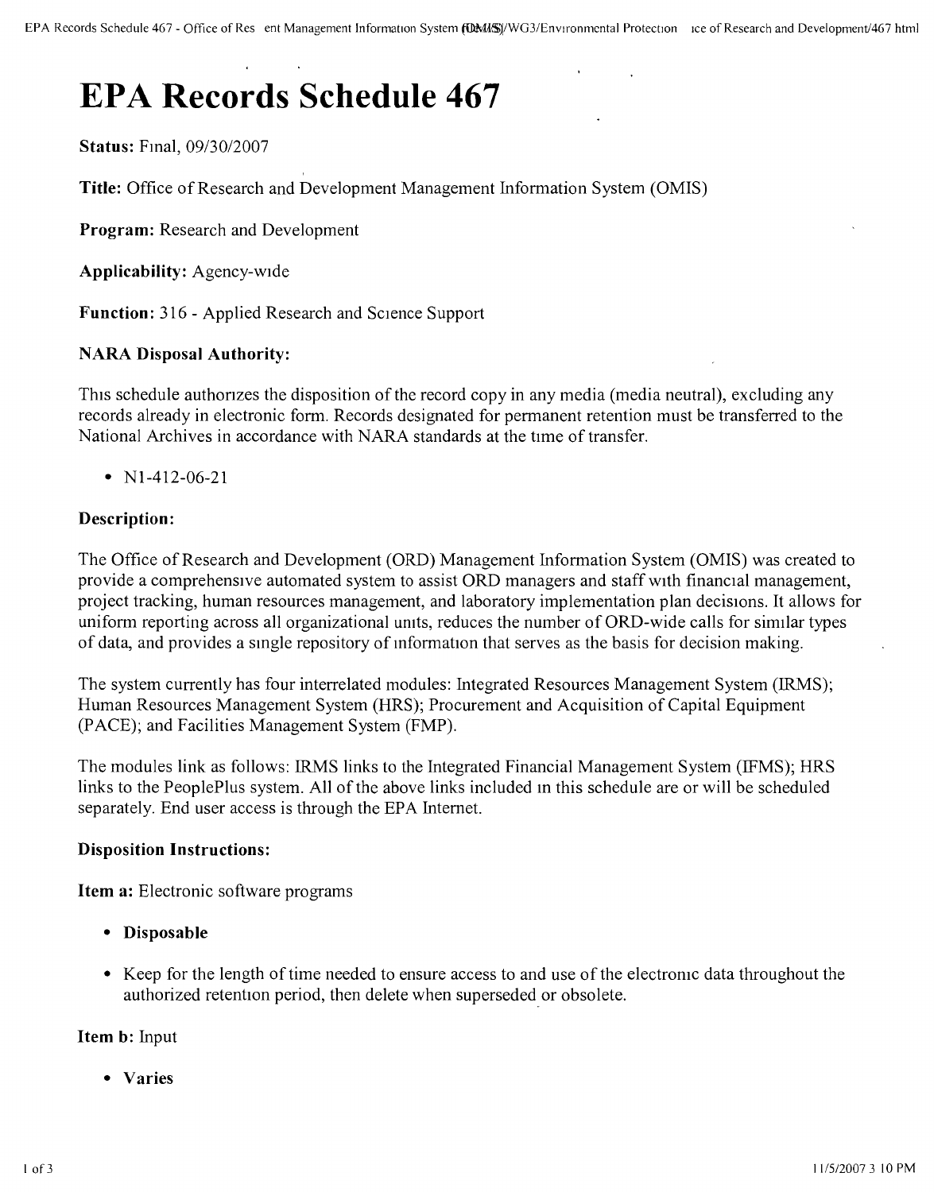# EPA Records Schedule 467

**Status:** Final, 09/30/2007

**Title:** Office of Research and Development Management Information System (OMIS)

**Program:** Research and Development

**Applicability:** Agency-wide

**Function:** 316 - Applied Research and Science Support

**NARA Disposal Authority:**

This schedule authorizes the disposition of the record copy in any media (media neutral), excluding any records already in electronic form. Records designated for permanent retention must be transferred to the National Archives in accordance with NARA standards at the time of transfer.

- N1-412-06-21

**Description:**

The Office of Research and Development (ORD) Management Information System (OMIS) was created to provide a comprehensive automated system to assist ORD managers and staff with financial management, project tracking, human resources management, and laboratory implementation plan decisions. It allows for uniform reporting across all organizational units, reduces the number of ORD-wide calls for similar types of data, and provides a single repository of information that serves as the basis for decision making.

The system currently has four interrelated modules: Integrated Resources Management System (IRMS); Human Resources Management System (HRS); Procurement and Acquisition of Capital Equipment (PACE); and Facilities Management System (FMP).

The modules link as follows: IRMS links to the Integrated Financial Management System (IFMS); HRS links to the PeoplePlus system. All of the above links included in this schedule are or will be scheduled separately. End user access is through the EPA Internet.

**Disposition Instructions:**

**Item a:** Electronic software programs

- **Disposable**
- Keep for the length of time needed to ensure access to and use of the electronic data throughout the authorized retention period, then delete when superseded or obsolete.

**Item b:** Input

- **Varies**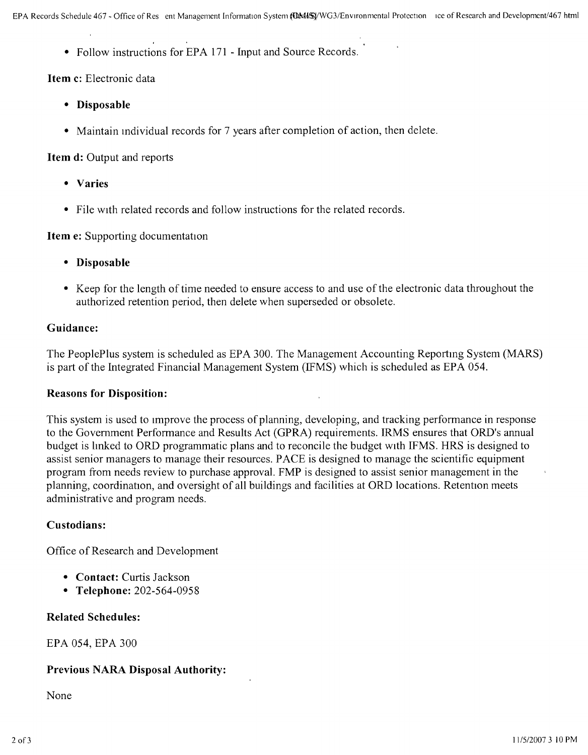- Follow instructions for EPA 171 - Input and Source Records.

**Item c:** Electronic data

- **Disposable**
- Maintain individual records for 7 years after completion of action, then delete.

**Item d:** Output and reports

- **Varies**
- File with related records and follow instructions for the related records.

**Item e:** Supporting documentation

- **Disposable**
- Keep for the length of time needed to ensure access to and use of the electronic data throughout the authorized retention period, then delete when superseded or obsolete.

### Guidance:

The PeoplePlus system is scheduled as EPA 300. The Management Accounting Reporting System (MARS) is part of the Integrated Financial Management System (IFMS) which is scheduled as EPA 054.

### Reasons for Disposition:

This system is used to improve the process of planning, developing, and tracking performance in response to the Government Performance and Results Act (GPRA) requirements. IRMS ensures that ORD's annual budget is linked to ORD programmatic plans and to reconcile the budget with IFMS. HRS is designed to assist senior managers to manage their resources. PACE is designed to manage the scientific equipment program from needs review to purchase approval. FMP is designed to assist senior management in the planning, coordination, and oversight of all buildings and facilities at ORD locations. Retention meets administrative and program needs.

### Custodians:

Office of Research and Development

- **Contact:** Curtis Jackson
- **Telephone:** 202-564-0958

### Related Schedules:

EPA 054, EPA 300

### Previous NARA Disposal Authority:

None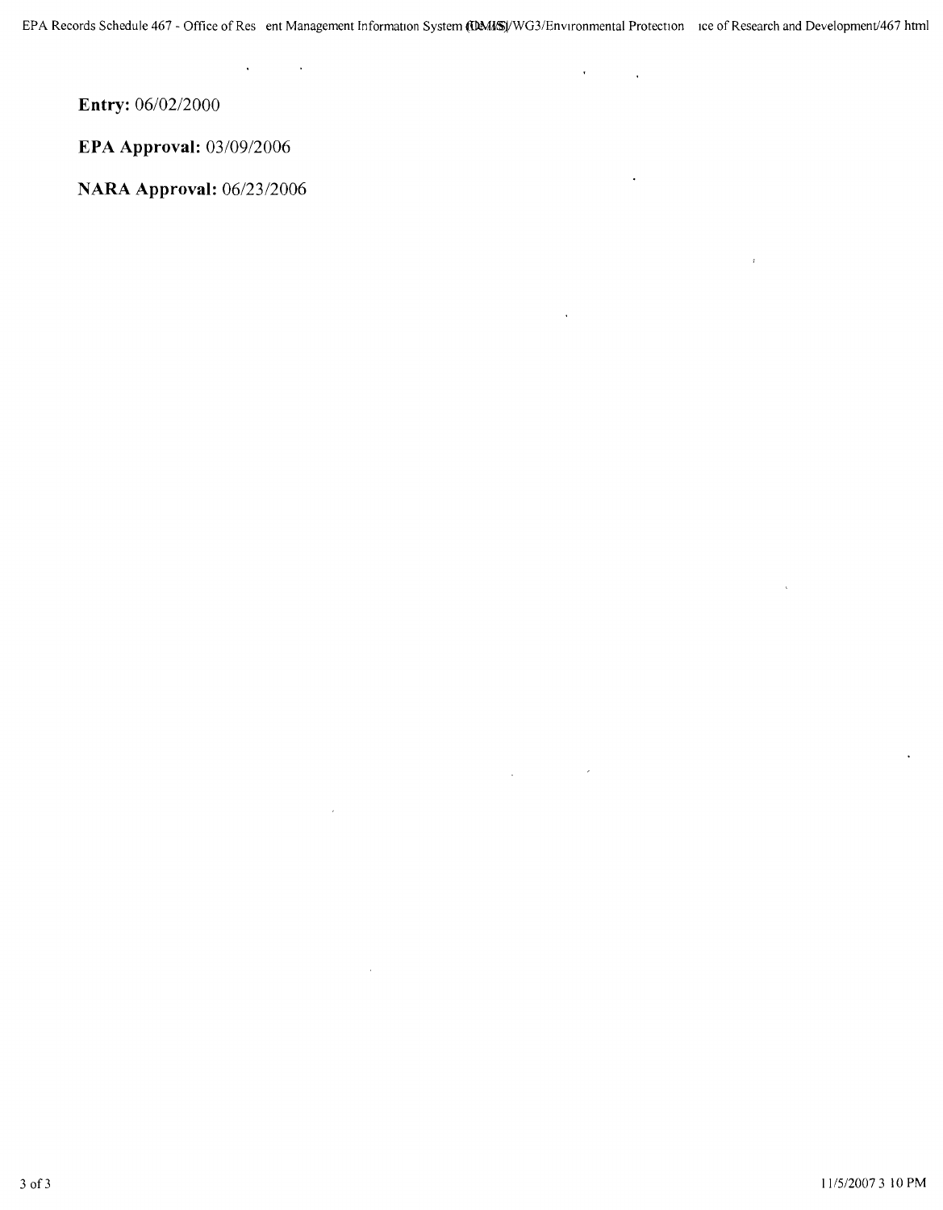**Entry:** 06/02/2000

**EPA Approval:** 03/09/2006

**NARA Approval:** 06/23/2006